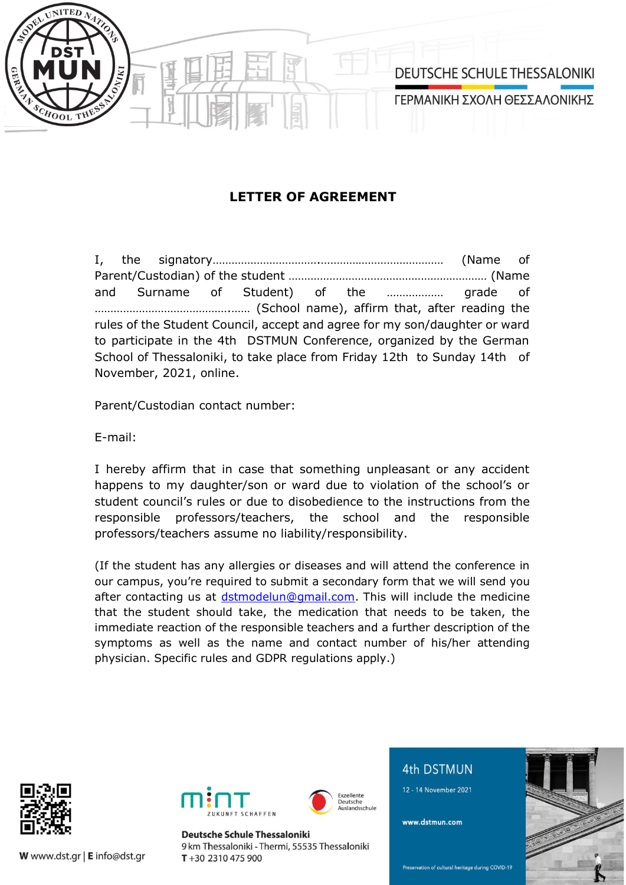# LETTER OF AGREEMENT

I, the signatory………………………….………………………………… (Name of Parent/Custodian) of the student ……………………………………………………… (Name and Surname of Student) of the ……………… grade of …………………………………..…… (School name), affirm that, after reading the rules of the Student Council, accept and agree for my son/daughter or ward to participate in the 4th DSTMUN Conference, organized by the German School of Thessaloniki, to take place from Friday 12th to Sunday 14th of November, 2021, online.

Parent/Custodian contact number:

E-mail:

I hereby affirm that in case that something unpleasant or any accident happens to my daughter/son or ward due to violation of the school's or student council's rules or due to disobedience to the instructions from the responsible professors/teachers, the school and the responsible professors/teachers assume no liability/responsibility.

(If the student has any allergies or diseases and will attend the conference in our campus, you're required to submit a secondary form that we will send you after contacting us at dstmodelun@gmail.com. This will include the medicine that the student should take, the medication that needs to be taken, the immediate reaction of the responsible teachers and a further description of the symptoms as well as the name and contact number of his/her attending physician. Specific rules and GDPR regulations apply.)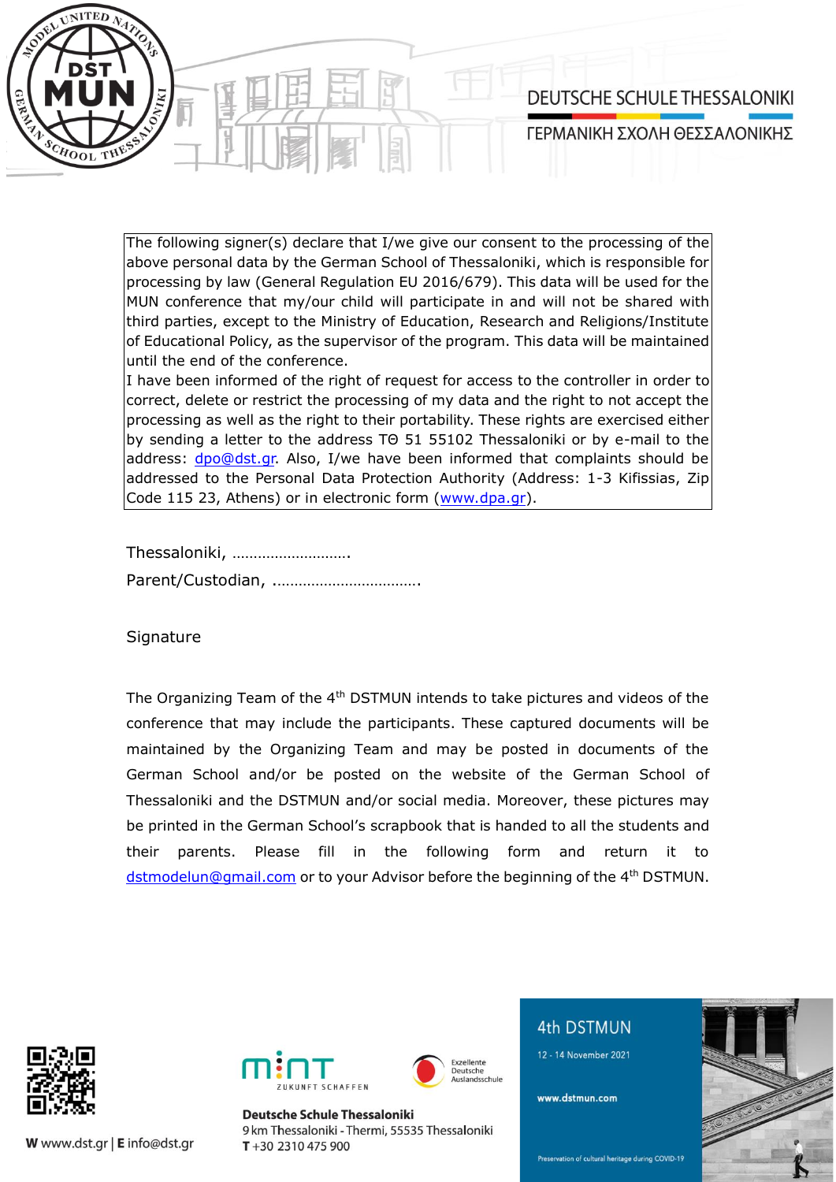The following signer(s) declare that I/we give our consent to the processing of the above personal data by the German School of Thessaloniki, which is responsible for processing by law (General Regulation EU 2016/679). This data will be used for the MUN conference that my/our child will participate in and will not be shared with third parties, except to the Ministry of Education, Research and Religions/Institute of Educational Policy, as the supervisor of the program. This data will be maintained until the end of the conference.

I have been informed of the right of request for access to the controller in order to correct, delete or restrict the processing of my data and the right to not accept the processing as well as the right to their portability. These rights are exercised either by sending a letter to the address ΤΘ 51 55102 Thessaloniki or by e-mail to the address: dpo@dst.gr. Also, I/we have been informed that complaints should be addressed to the Personal Data Protection Authority (Address: 1-3 Kifissias, Zip Code 115 23, Athens) or in electronic form (www.dpa.gr).

Thessaloniki, ……………………….

Parent/Custodian, …………………………….

Signature

The Organizing Team of the 4th DSTMUN intends to take pictures and videos of the conference that may include the participants. These captured documents will be maintained by the Organizing Team and may be posted in documents of the German School and/or be posted on the website of the German School of Thessaloniki and the DSTMUN and/or social media. Moreover, these pictures may be printed in the German School's scrapbook that is handed to all the students and their parents. Please fill in the following form and return it to dstmodelun@gmail.com or to your Advisor before the beginning of the 4th DSTMUN.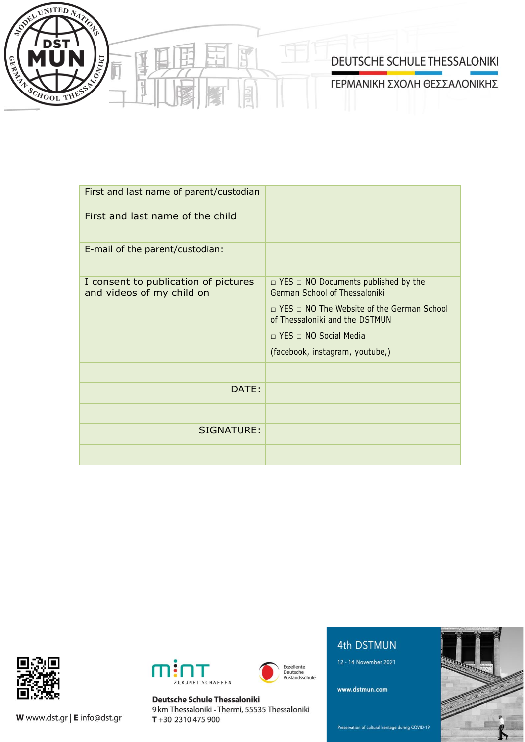| | |
|---|---|
| First and last name of parent/custodian | |
| First and last name of the child | |
| E-mail of the parent/custodian: | |
| I consent to publication of pictures and videos of my child on | □ YES □ NO Documents published by the German School of Thessaloniki<br>□ YES □ NO The Website of the German School of Thessaloniki and the DSTMUN<br>□ YES □ NO Social Media<br>(facebook, instagram, youtube,) |
| | |
| DATE: | |
| | |
| SIGNATURE: | |
| | |